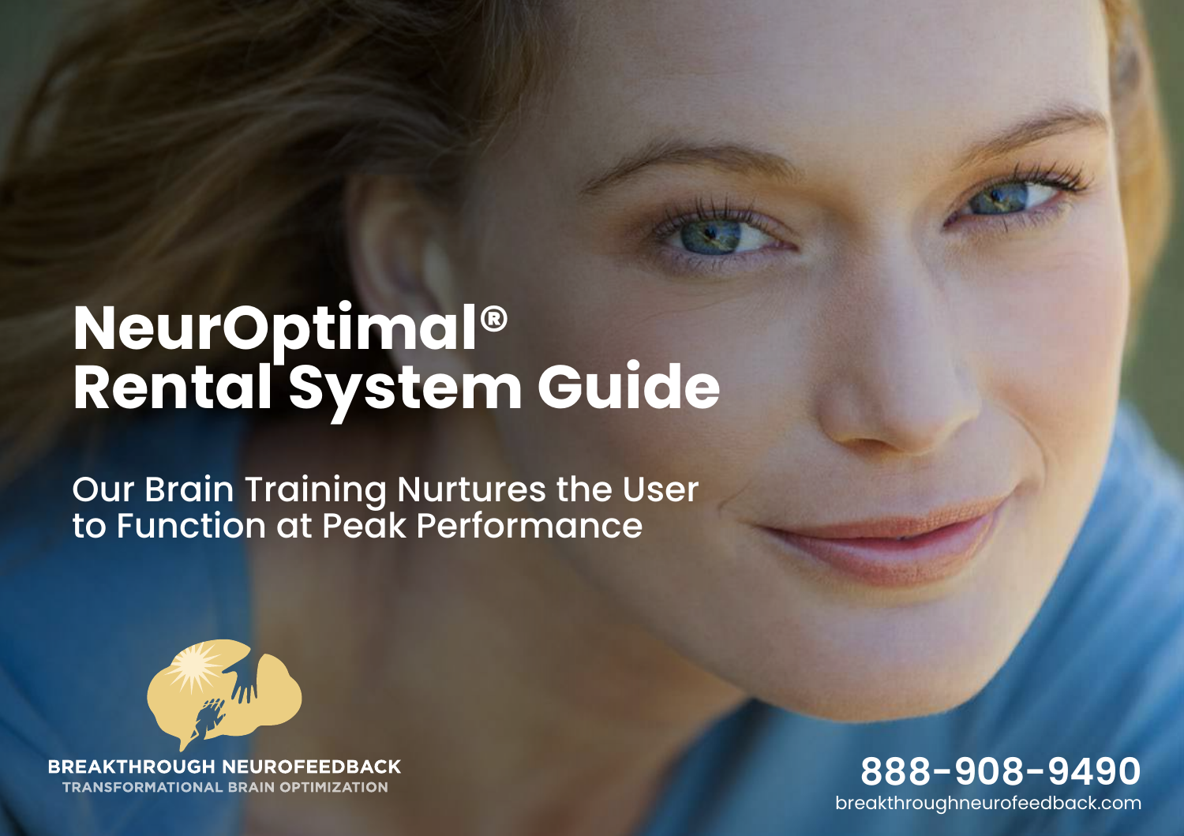# NeurOptimal® Rental System Guide

Our Brain Training Nurtures the User to Function at Peak Performance

**BREAKTHROUGH NEUROFEEDBACK**
TRANSFORMATIONAL BRAIN OPTIMIZATION

**888-908-9490**
breakthroughneurofeedback.com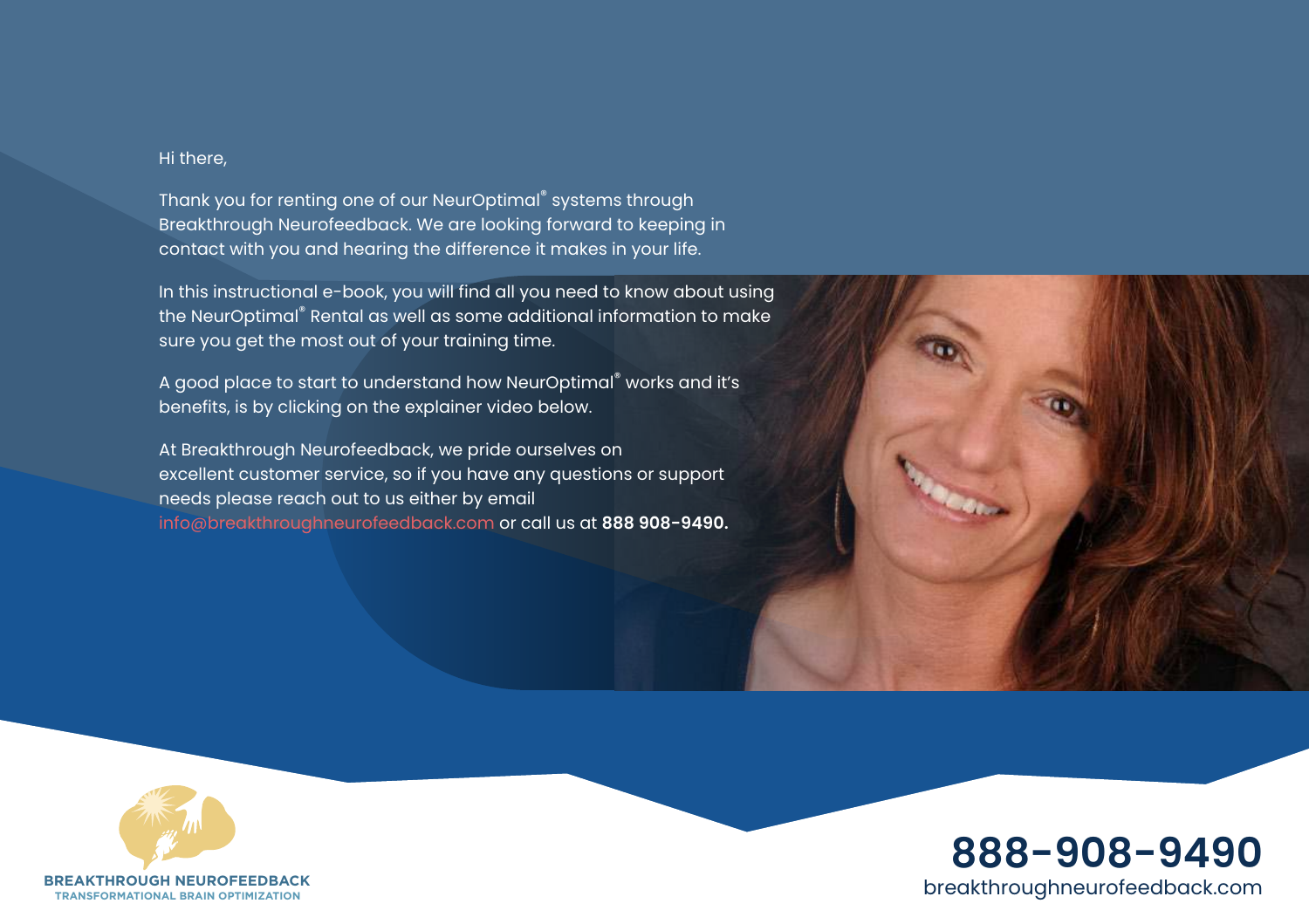Hi there,

Thank you for renting one of our NeurOptimal® systems through Breakthrough Neurofeedback. We are looking forward to keeping in contact with you and hearing the difference it makes in your life.

In this instructional e-book, you will find all you need to know about using the NeurOptimal® Rental as well as some additional information to make sure you get the most out of your training time.

A good place to start to understand how NeurOptimal® works and it's benefits, is by clicking on the explainer video below.

At Breakthrough Neurofeedback, we pride ourselves on excellent customer service, so if you have any questions or support needs please reach out to us either by email info@breakthroughneurofeedback.com or call us at **888 908-9490.**

**BREAKTHROUGH NEUROFEEDBACK**
TRANSFORMATIONAL BRAIN OPTIMIZATION

**888-908-9490**
breakthroughneurofeedback.com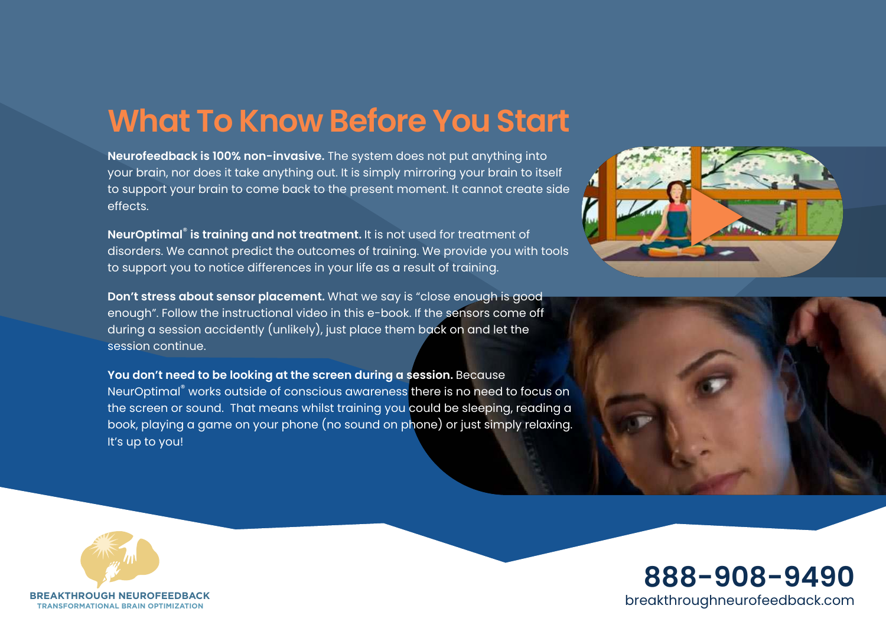# What To Know Before You Start

**Neurofeedback is 100% non-invasive.** The system does not put anything into your brain, nor does it take anything out. It is simply mirroring your brain to itself to support your brain to come back to the present moment. It cannot create side effects.

**NeurOptimal® is training and not treatment.** It is not used for treatment of disorders. We cannot predict the outcomes of training. We provide you with tools to support you to notice differences in your life as a result of training.

**Don't stress about sensor placement.** What we say is "close enough is good enough". Follow the instructional video in this e-book. If the sensors come off during a session accidently (unlikely), just place them back on and let the session continue.

**You don't need to be looking at the screen during a session.** Because NeurOptimal® works outside of conscious awareness there is no need to focus on the screen or sound. That means whilst training you could be sleeping, reading a book, playing a game on your phone (no sound on phone) or just simply relaxing. It's up to you!

BREAKTHROUGH NEUROFEEDBACK
TRANSFORMATIONAL BRAIN OPTIMIZATION

**888-908-9490**
breakthroughneurofeedback.com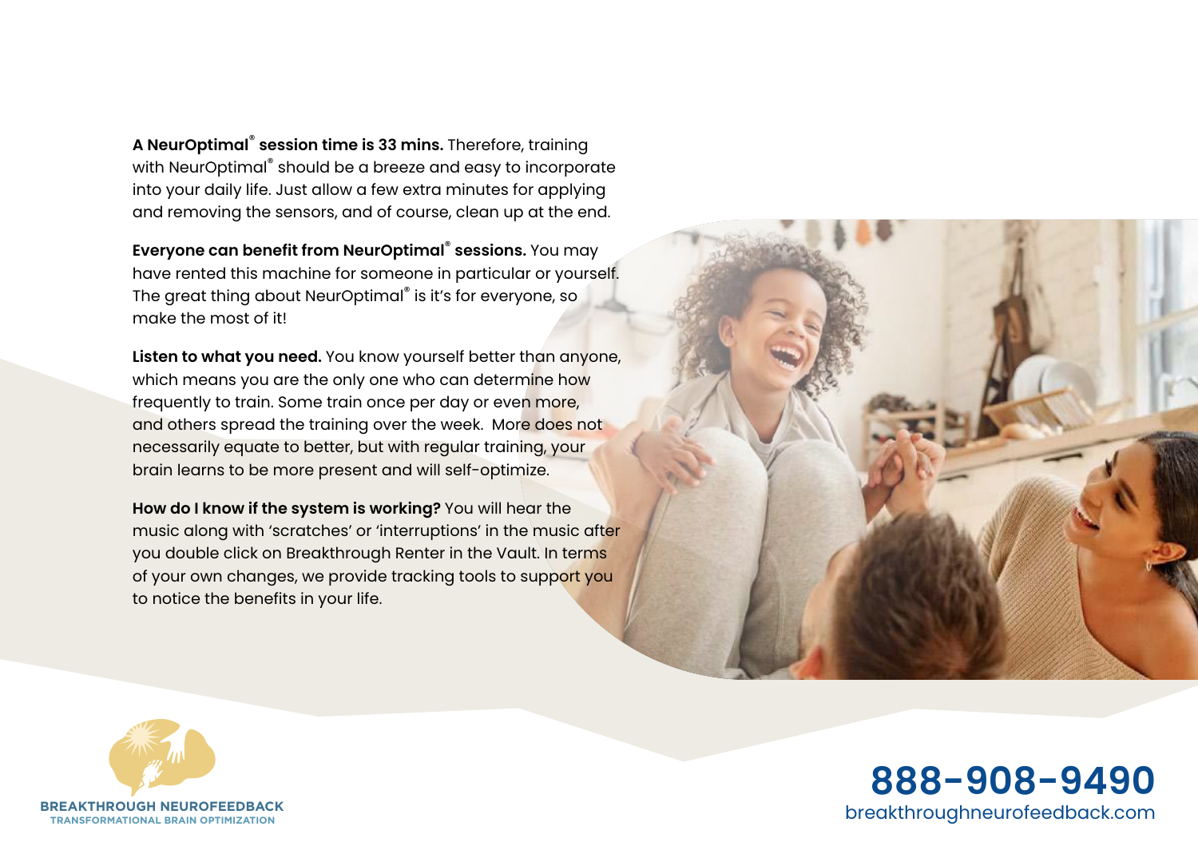**A NeurOptimal® session time is 33 mins.** Therefore, training with NeurOptimal® should be a breeze and easy to incorporate into your daily life. Just allow a few extra minutes for applying and removing the sensors, and of course, clean up at the end.

**Everyone can benefit from NeurOptimal® sessions.** You may have rented this machine for someone in particular or yourself. The great thing about NeurOptimal® is it's for everyone, so make the most of it!

**Listen to what you need.** You know yourself better than anyone, which means you are the only one who can determine how frequently to train. Some train once per day or even more, and others spread the training over the week. More does not necessarily equate to better, but with regular training, your brain learns to be more present and will self-optimize.

**How do I know if the system is working?** You will hear the music along with 'scratches' or 'interruptions' in the music after you double click on Breakthrough Renter in the Vault. In terms of your own changes, we provide tracking tools to support you to notice the benefits in your life.

BREAKTHROUGH NEUROFEEDBACK
TRANSFORMATIONAL BRAIN OPTIMIZATION

**888-908-9490**
breakthroughneurofeedback.com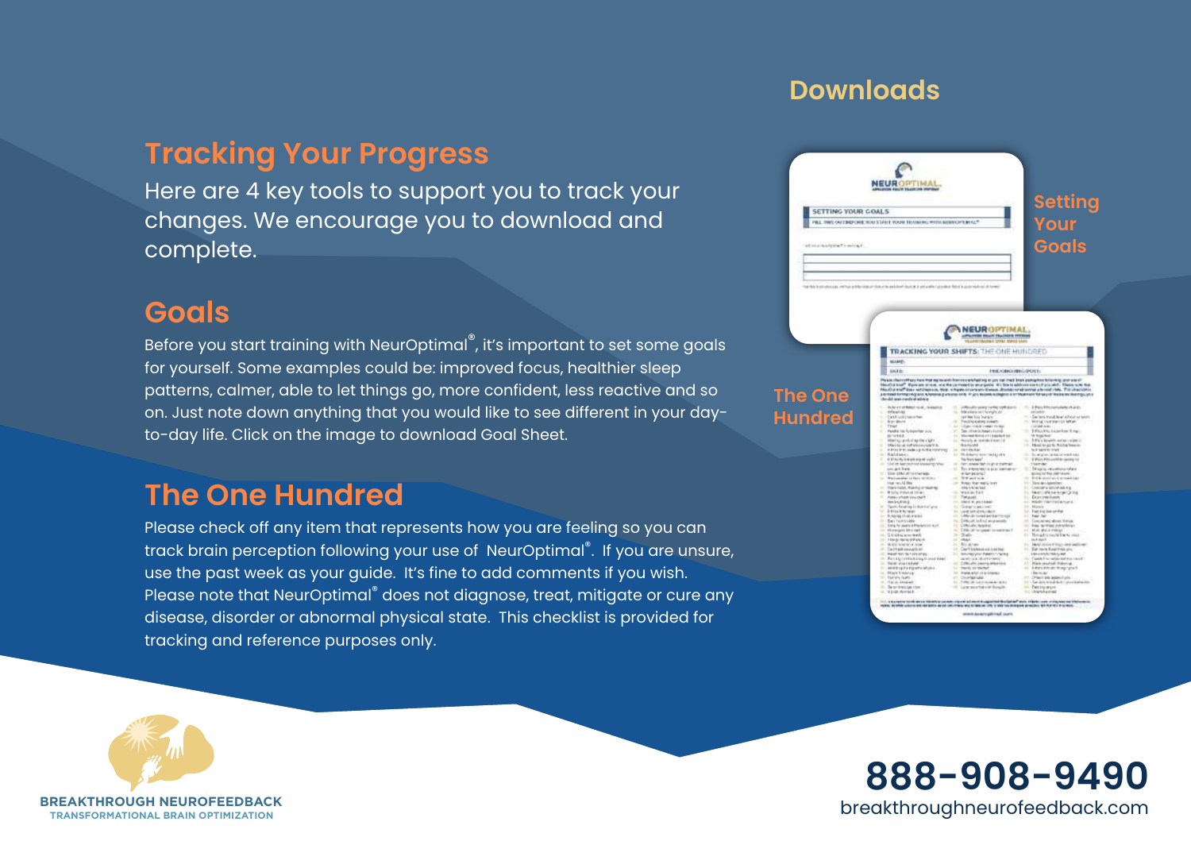# Tracking Your Progress

Here are 4 key tools to support you to track your changes. We encourage you to download and complete.

## Goals

Before you start training with NeurOptimal®, it's important to set some goals for yourself. Some examples could be: improved focus, healthier sleep patterns, calmer, able to let things go, more confident, less reactive and so on. Just note down anything that you would like to see different in your day-to-day life. Click on the image to download Goal Sheet.

## The One Hundred

Please check off any item that represents how you are feeling so you can track brain perception following your use of NeurOptimal®. If you are unsure, use the past week as your guide. It's fine to add comments if you wish. Please note that NeurOptimal® does not diagnose, treat, mitigate or cure any disease, disorder or abnormal physical state. This checklist is provided for tracking and reference purposes only.

## Downloads

Setting Your Goals

The One Hundred

BREAKTHROUGH NEUROFEEDBACK
TRANSFORMATIONAL BRAIN OPTIMIZATION

888-908-9490
breakthroughneurofeedback.com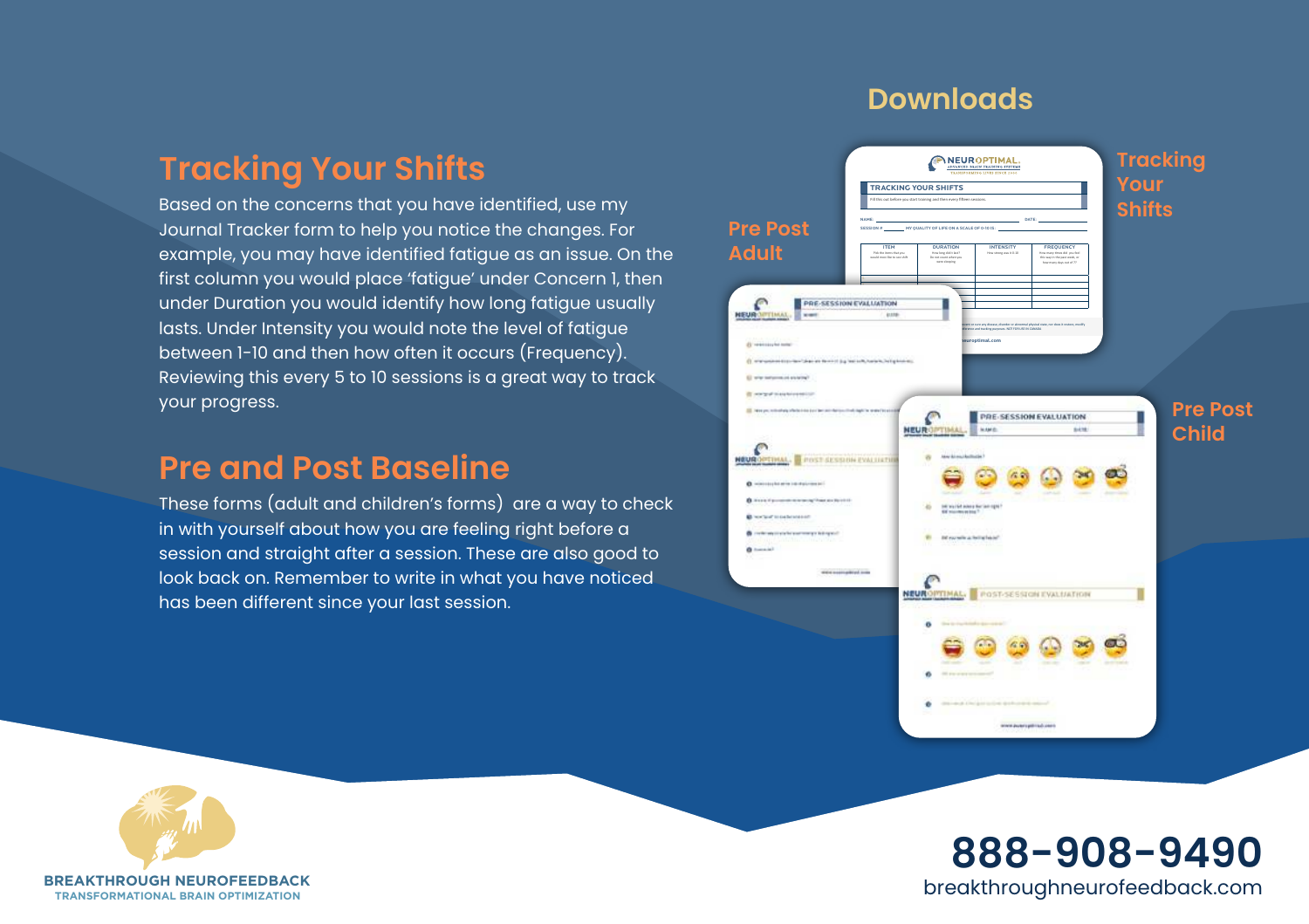## Tracking Your Shifts

Based on the concerns that you have identified, use my Journal Tracker form to help you notice the changes. For example, you may have identified fatigue as an issue. On the first column you would place 'fatigue' under Concern 1, then under Duration you would identify how long fatigue usually lasts. Under Intensity you would note the level of fatigue between 1-10 and then how often it occurs (Frequency). Reviewing this every 5 to 10 sessions is a great way to track your progress.

## Pre and Post Baseline

These forms (adult and children's forms) are a way to check in with yourself about how you are feeling right before a session and straight after a session. These are also good to look back on. Remember to write in what you have noticed has been different since your last session.

## Downloads

- Tracking Your Shifts
- Pre Post Adult
- Pre Post Child

BREAKTHROUGH NEUROFEEDBACK
TRANSFORMATIONAL BRAIN OPTIMIZATION

**888-908-9490**
breakthroughneurofeedback.com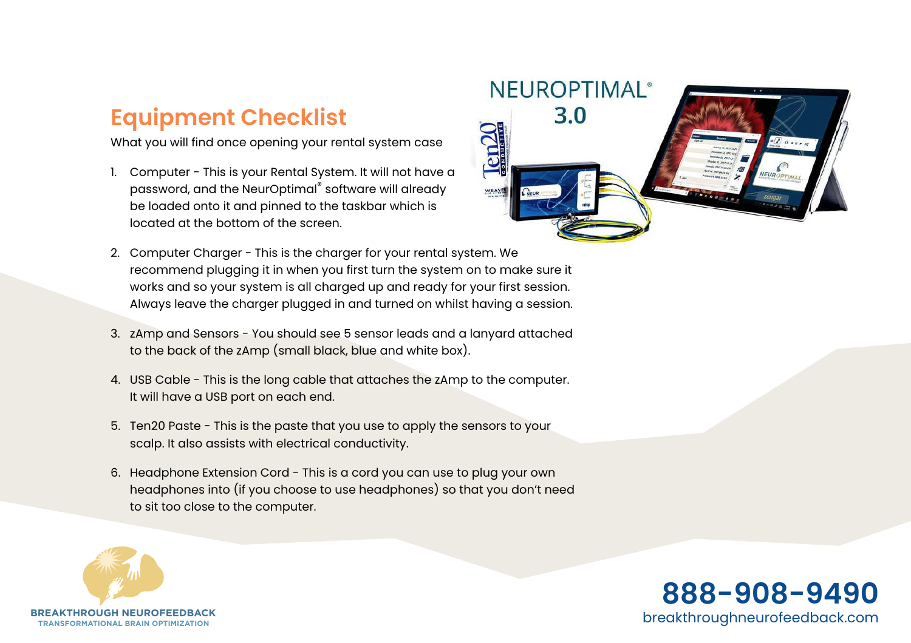## Equipment Checklist

What you will find once opening your rental system case

1. Computer - This is your Rental System. It will not have a password, and the NeurOptimal® software will already be loaded onto it and pinned to the taskbar which is located at the bottom of the screen.
2. Computer Charger - This is the charger for your rental system. We recommend plugging it in when you first turn the system on to make sure it works and so your system is all charged up and ready for your first session. Always leave the charger plugged in and turned on whilst having a session.
3. zAmp and Sensors - You should see 5 sensor leads and a lanyard attached to the back of the zAmp (small black, blue and white box).
4. USB Cable - This is the long cable that attaches the zAmp to the computer. It will have a USB port on each end.
5. Ten20 Paste - This is the paste that you use to apply the sensors to your scalp. It also assists with electrical conductivity.
6. Headphone Extension Cord - This is a cord you can use to plug your own headphones into (if you choose to use headphones) so that you don't need to sit too close to the computer.

**BREAKTHROUGH NEUROFEEDBACK**
TRANSFORMATIONAL BRAIN OPTIMIZATION

**888-908-9490**
breakthroughneurofeedback.com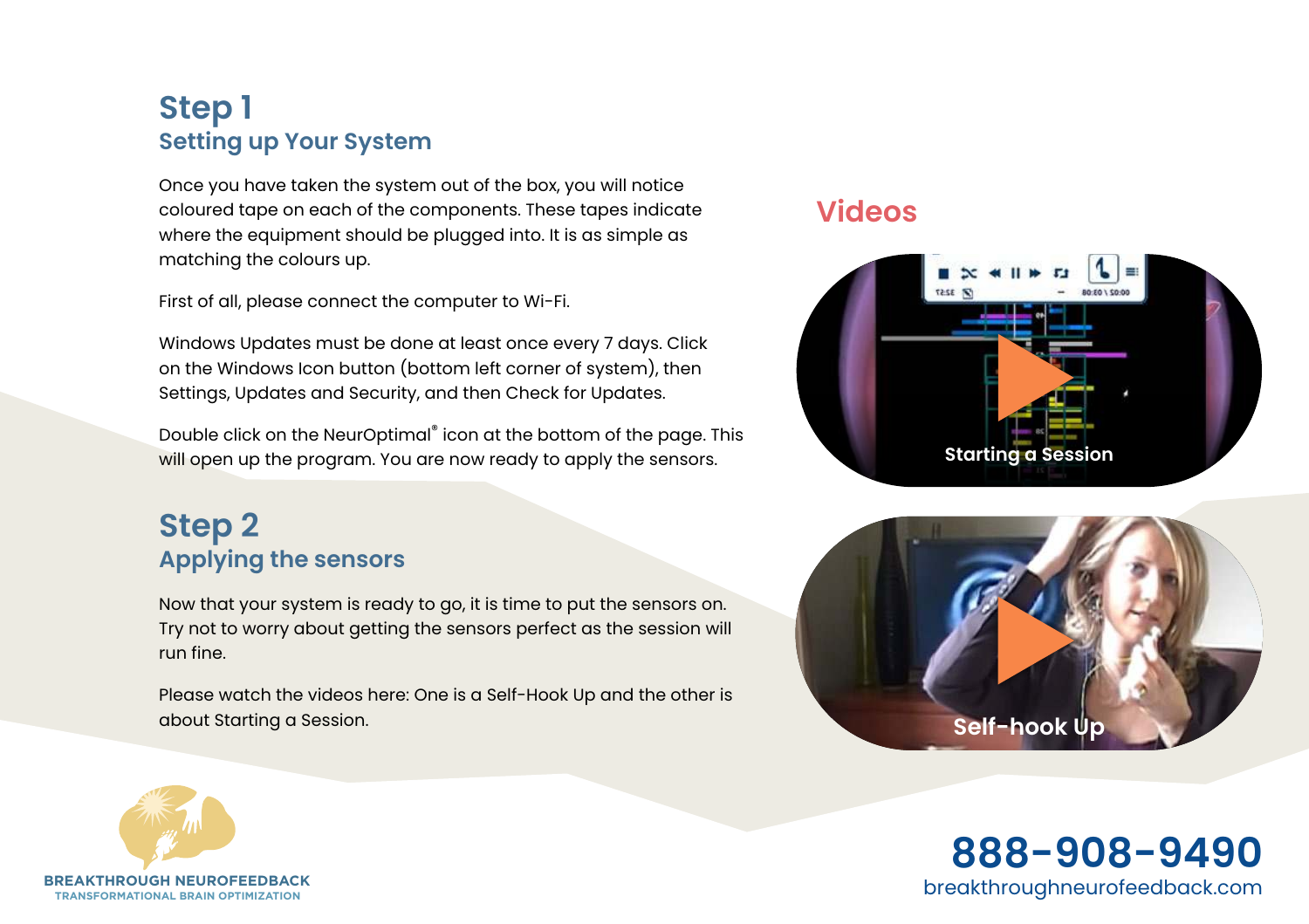## Step 1
### Setting up Your System

Once you have taken the system out of the box, you will notice coloured tape on each of the components. These tapes indicate where the equipment should be plugged into. It is as simple as matching the colours up.

First of all, please connect the computer to Wi-Fi.

Windows Updates must be done at least once every 7 days. Click on the Windows Icon button (bottom left corner of system), then Settings, Updates and Security, and then Check for Updates.

Double click on the NeurOptimal® icon at the bottom of the page. This will open up the program. You are now ready to apply the sensors.

## Step 2
### Applying the sensors

Now that your system is ready to go, it is time to put the sensors on. Try not to worry about getting the sensors perfect as the session will run fine.

Please watch the videos here: One is a Self-Hook Up and the other is about Starting a Session.

## Videos

Starting a Session

Self-hook Up

BREAKTHROUGH NEUROFEEDBACK
TRANSFORMATIONAL BRAIN OPTIMIZATION

**888-908-9490**
breakthroughneurofeedback.com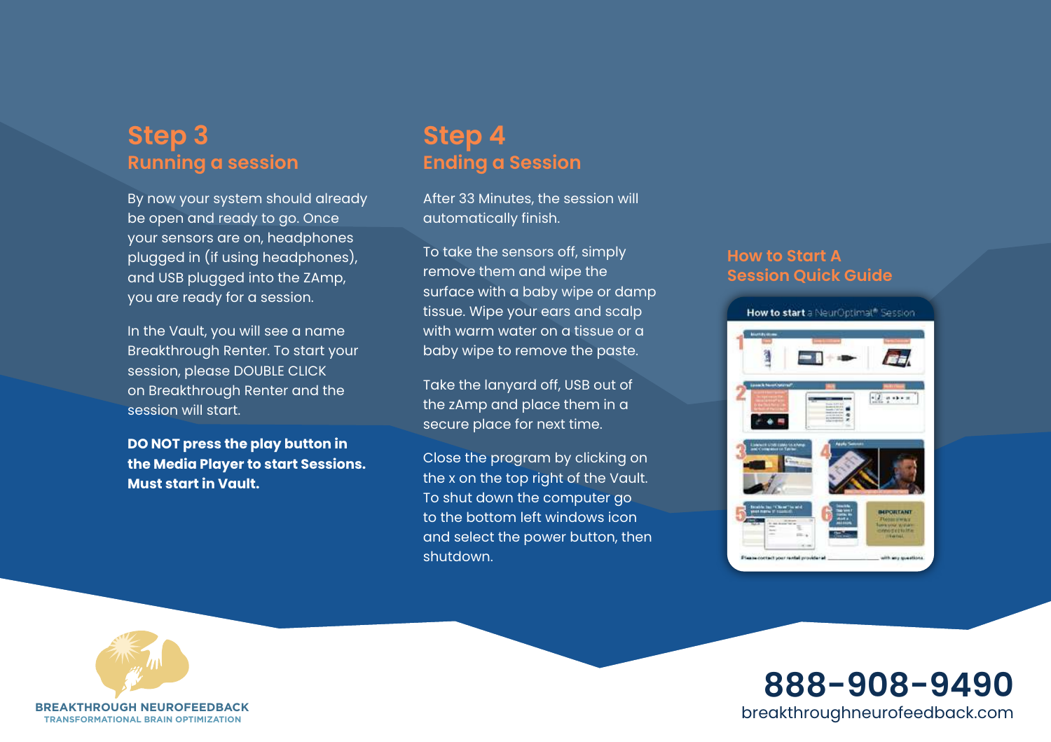## Step 3
### Running a session

By now your system should already be open and ready to go. Once your sensors are on, headphones plugged in (if using headphones), and USB plugged into the ZAmp, you are ready for a session.

In the Vault, you will see a name Breakthrough Renter. To start your session, please DOUBLE CLICK on Breakthrough Renter and the session will start.

**DO NOT press the play button in the Media Player to start Sessions. Must start in Vault.**

## Step 4
### Ending a Session

After 33 Minutes, the session will automatically finish.

To take the sensors off, simply remove them and wipe the surface with a baby wipe or damp tissue. Wipe your ears and scalp with warm water on a tissue or a baby wipe to remove the paste.

Take the lanyard off, USB out of the zAmp and place them in a secure place for next time.

Close the program by clicking on the x on the top right of the Vault. To shut down the computer go to the bottom left windows icon and select the power button, then shutdown.

### How to Start A Session Quick Guide

BREAKTHROUGH NEUROFEEDBACK
TRANSFORMATIONAL BRAIN OPTIMIZATION

**888-908-9490**
breakthroughneurofeedback.com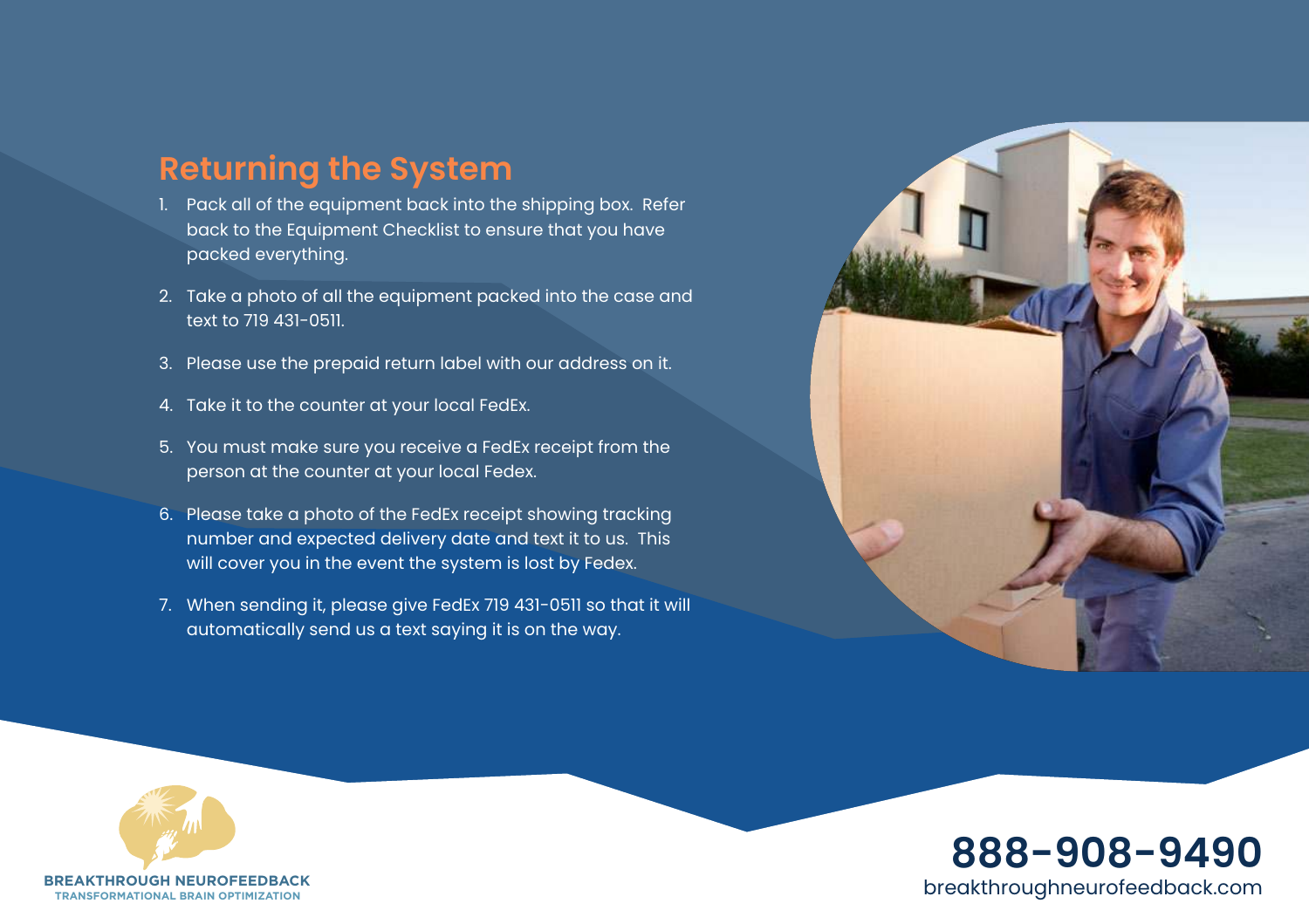## Returning the System

1. Pack all of the equipment back into the shipping box. Refer back to the Equipment Checklist to ensure that you have packed everything.
2. Take a photo of all the equipment packed into the case and text to 719 431-0511.
3. Please use the prepaid return label with our address on it.
4. Take it to the counter at your local FedEx.
5. You must make sure you receive a FedEx receipt from the person at the counter at your local Fedex.
6. Please take a photo of the FedEx receipt showing tracking number and expected delivery date and text it to us. This will cover you in the event the system is lost by Fedex.
7. When sending it, please give FedEx 719 431-0511 so that it will automatically send us a text saying it is on the way.

**BREAKTHROUGH NEUROFEEDBACK**
TRANSFORMATIONAL BRAIN OPTIMIZATION

**888-908-9490**
breakthroughneurofeedback.com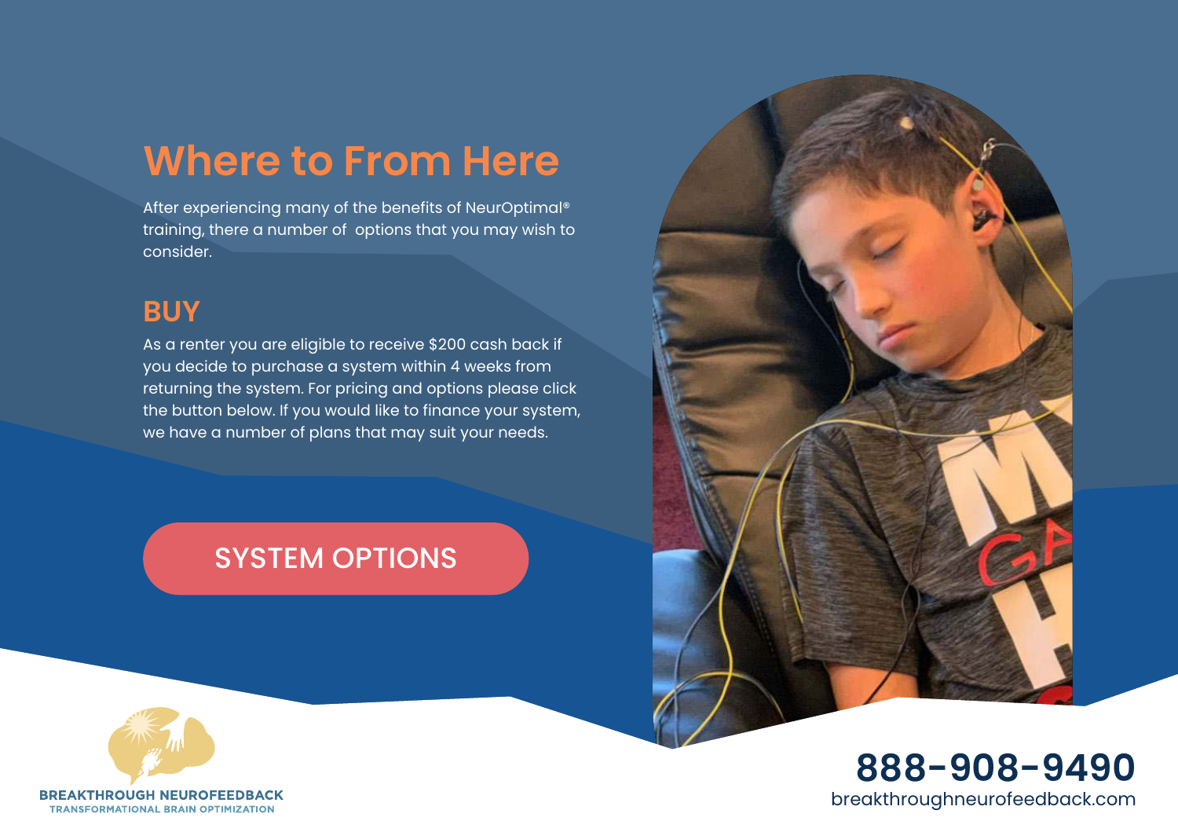# Where to From Here

After experiencing many of the benefits of NeurOptimal® training, there a number of options that you may wish to consider.

## BUY

As a renter you are eligible to receive $200 cash back if you decide to purchase a system within 4 weeks from returning the system. For pricing and options please click the button below. If you would like to finance your system, we have a number of plans that may suit your needs.

SYSTEM OPTIONS

BREAKTHROUGH NEUROFEEDBACK
TRANSFORMATIONAL BRAIN OPTIMIZATION

**888-908-9490**
breakthroughneurofeedback.com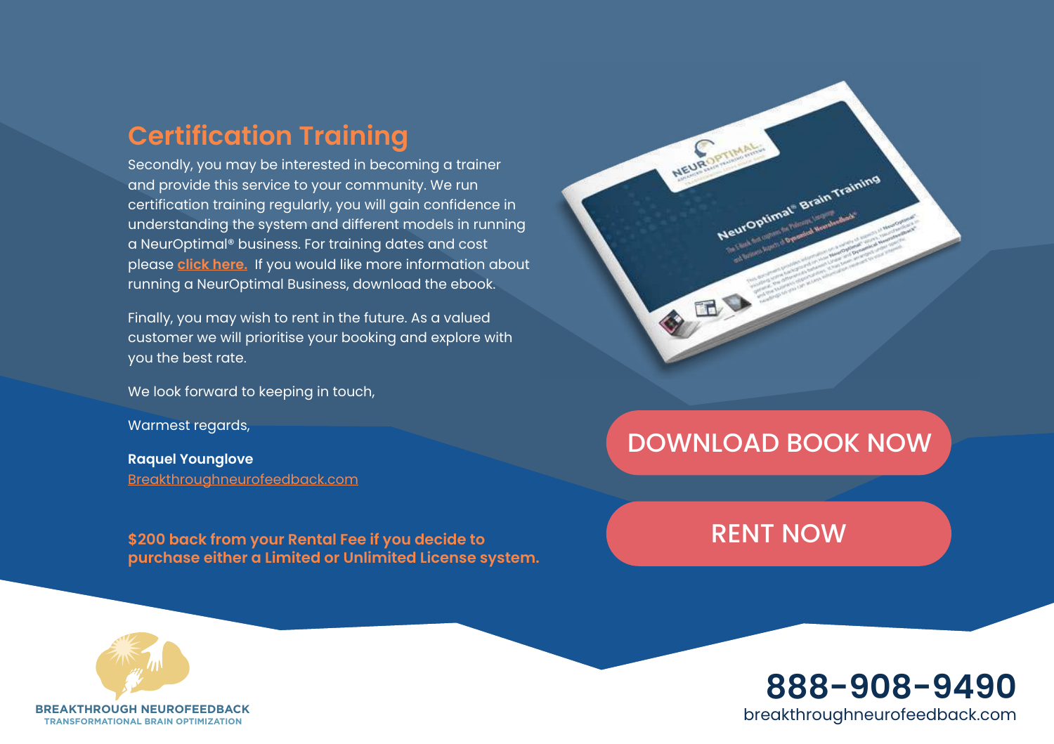## Certification Training

Secondly, you may be interested in becoming a trainer and provide this service to your community. We run certification training regularly, you will gain confidence in understanding the system and different models in running a NeurOptimal® business. For training dates and cost please **click here.** If you would like more information about running a NeurOptimal Business, download the ebook.

Finally, you may wish to rent in the future. As a valued customer we will prioritise your booking and explore with you the best rate.

We look forward to keeping in touch,

Warmest regards,

**Raquel Younglove**
Breakthroughneurofeedback.com

**$200 back from your Rental Fee if you decide to purchase either a Limited or Unlimited License system.**

DOWNLOAD BOOK NOW

RENT NOW

BREAKTHROUGH NEUROFEEDBACK
TRANSFORMATIONAL BRAIN OPTIMIZATION

**888-908-9490**
breakthroughneurofeedback.com